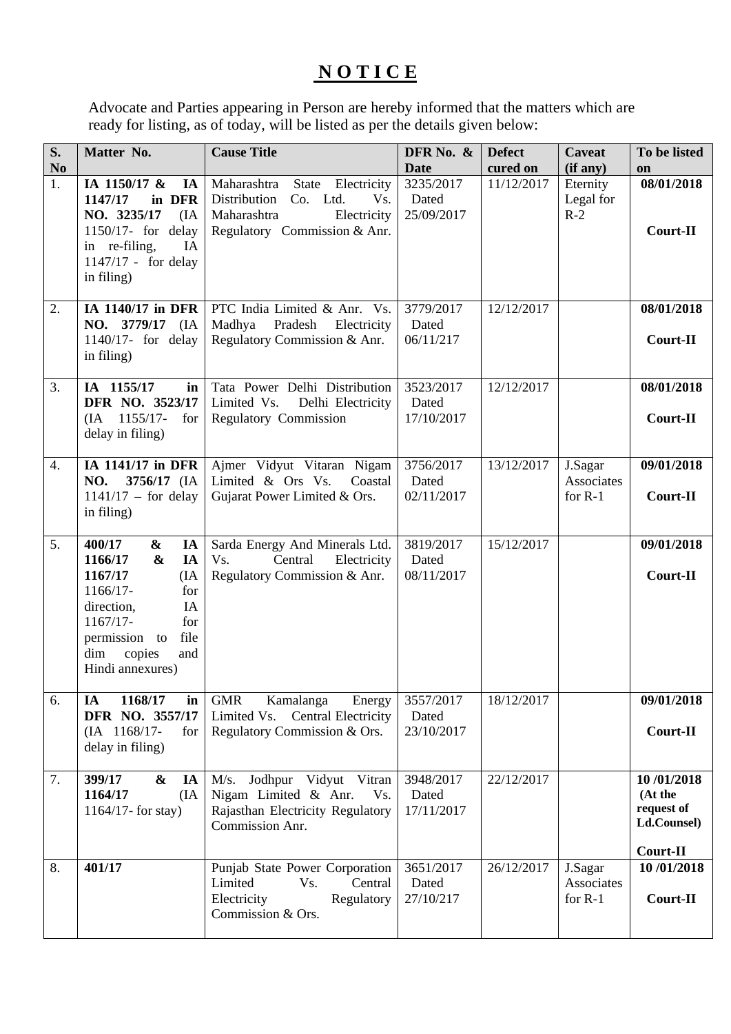# **N O T I C E**

Advocate and Parties appearing in Person are hereby informed that the matters which are ready for listing, as of today, will be listed as per the details given below:

| S. No | Matter No. | Cause Title | DFR No. & Date | Defect cured on | Caveat (if any) | To be listed on |
|---|---|---|---|---|---|---|
| 1. | **IA 1150/17 & IA 1147/17 in DFR NO. 3235/17** (IA 1150/17- for delay in re-filing, IA 1147/17 - for delay in filing) | Maharashtra State Electricity Distribution Co. Ltd. Vs. Maharashtra Electricity Regulatory Commission & Anr. | 3235/2017 Dated 25/09/2017 | 11/12/2017 | Eternity Legal for R-2 | **08/01/2018** **Court-II** |
| 2. | **IA 1140/17 in DFR NO. 3779/17** (IA 1140/17- for delay in filing) | PTC India Limited & Anr. Vs. Madhya Pradesh Electricity Regulatory Commission & Anr. | 3779/2017 Dated 06/11/217 | 12/12/2017 | | **08/01/2018** **Court-II** |
| 3. | **IA 1155/17 in DFR NO. 3523/17** (IA 1155/17- for delay in filing) | Tata Power Delhi Distribution Limited Vs. Delhi Electricity Regulatory Commission | 3523/2017 Dated 17/10/2017 | 12/12/2017 | | **08/01/2018** **Court-II** |
| 4. | **IA 1141/17 in DFR NO. 3756/17** (IA 1141/17 – for delay in filing) | Ajmer Vidyut Vitaran Nigam Limited & Ors Vs. Coastal Gujarat Power Limited & Ors. | 3756/2017 Dated 02/11/2017 | 13/12/2017 | J.Sagar Associates for R-1 | **09/01/2018** **Court-II** |
| 5. | **400/17 & IA 1166/17 & IA 1167/17** (IA 1166/17- for direction, IA 1167/17- for permission to file dim copies and Hindi annexures) | Sarda Energy And Minerals Ltd. Vs. Central Electricity Regulatory Commission & Anr. | 3819/2017 Dated 08/11/2017 | 15/12/2017 | | **09/01/2018** **Court-II** |
| 6. | **IA 1168/17 in DFR NO. 3557/17** (IA 1168/17- for delay in filing) | GMR Kamalanga Energy Limited Vs. Central Electricity Regulatory Commission & Ors. | 3557/2017 Dated 23/10/2017 | 18/12/2017 | | **09/01/2018** **Court-II** |
| 7. | **399/17 & IA 1164/17** (IA 1164/17- for stay) | M/s. Jodhpur Vidyut Vitran Nigam Limited & Anr. Vs. Rajasthan Electricity Regulatory Commission Anr. | 3948/2017 Dated 17/11/2017 | 22/12/2017 | | **10 /01/2018 (At the request of Ld.Counsel)** **Court-II** |
| 8. | **401/17** | Punjab State Power Corporation Limited Vs. Central Electricity Regulatory Commission & Ors. | 3651/2017 Dated 27/10/217 | 26/12/2017 | J.Sagar Associates for R-1 | **10 /01/2018** **Court-II** |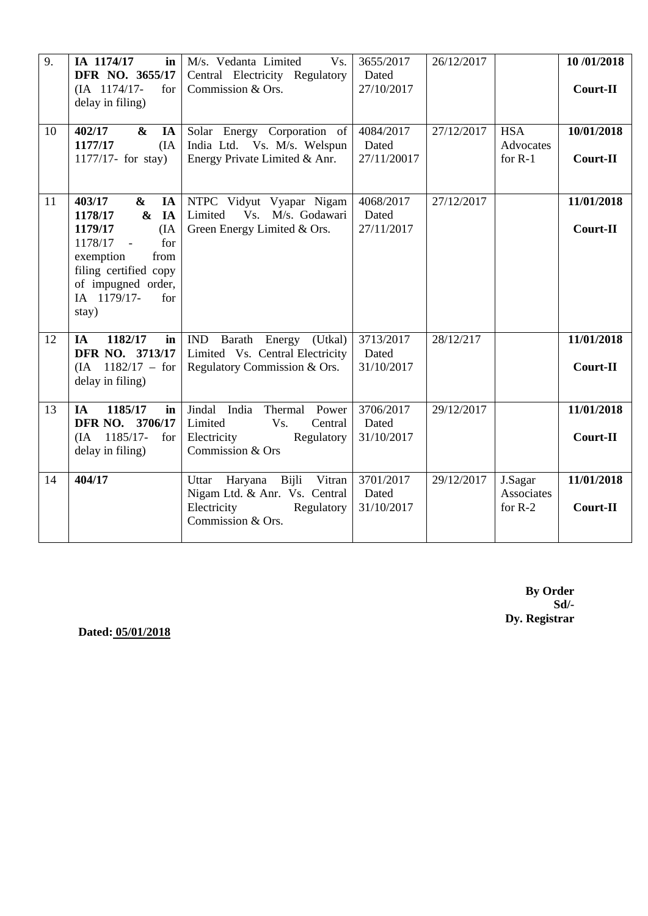| | | | | | | |
|---|---|---|---|---|---|---|
| 9. | **IA 1174/17 in DFR NO. 3655/17** (IA 1174/17- for delay in filing) | M/s. Vedanta Limited Vs. Central Electricity Regulatory Commission & Ors. | 3655/2017 Dated 27/10/2017 | 26/12/2017 | | **10 /01/2018**<br><br>**Court-II** |
| 10 | **402/17 & IA 1177/17** (IA 1177/17- for stay) | Solar Energy Corporation of India Ltd. Vs. M/s. Welspun Energy Private Limited & Anr. | 4084/2017 Dated 27/11/20017 | 27/12/2017 | HSA Advocates for R-1 | **10/01/2018**<br><br>**Court-II** |
| 11 | **403/17 & IA 1178/17 & IA 1179/17** (IA 1178/17 - for exemption from filing certified copy of impugned order, IA 1179/17- for stay) | NTPC Vidyut Vyapar Nigam Limited Vs. M/s. Godawari Green Energy Limited & Ors. | 4068/2017 Dated 27/11/2017 | 27/12/2017 | | **11/01/2018**<br><br>**Court-II** |
| 12 | **IA 1182/17 in DFR NO. 3713/17** (IA 1182/17 – for delay in filing) | IND Barath Energy (Utkal) Limited Vs. Central Electricity Regulatory Commission & Ors. | 3713/2017 Dated 31/10/2017 | 28/12/217 | | **11/01/2018**<br><br>**Court-II** |
| 13 | **IA 1185/17 in DFR NO. 3706/17** (IA 1185/17- for delay in filing) | Jindal India Thermal Power Limited Vs. Central Electricity Regulatory Commission & Ors | 3706/2017 Dated 31/10/2017 | 29/12/2017 | | **11/01/2018**<br><br>**Court-II** |
| 14 | **404/17** | Uttar Haryana Bijli Vitran Nigam Ltd. & Anr. Vs. Central Electricity Regulatory Commission & Ors. | 3701/2017 Dated 31/10/2017 | 29/12/2017 | J.Sagar Associates for R-2 | **11/01/2018**<br><br>**Court-II** |

**By Order**
**Sd/-**
**Dy. Registrar**

**Dated: 05/01/2018**